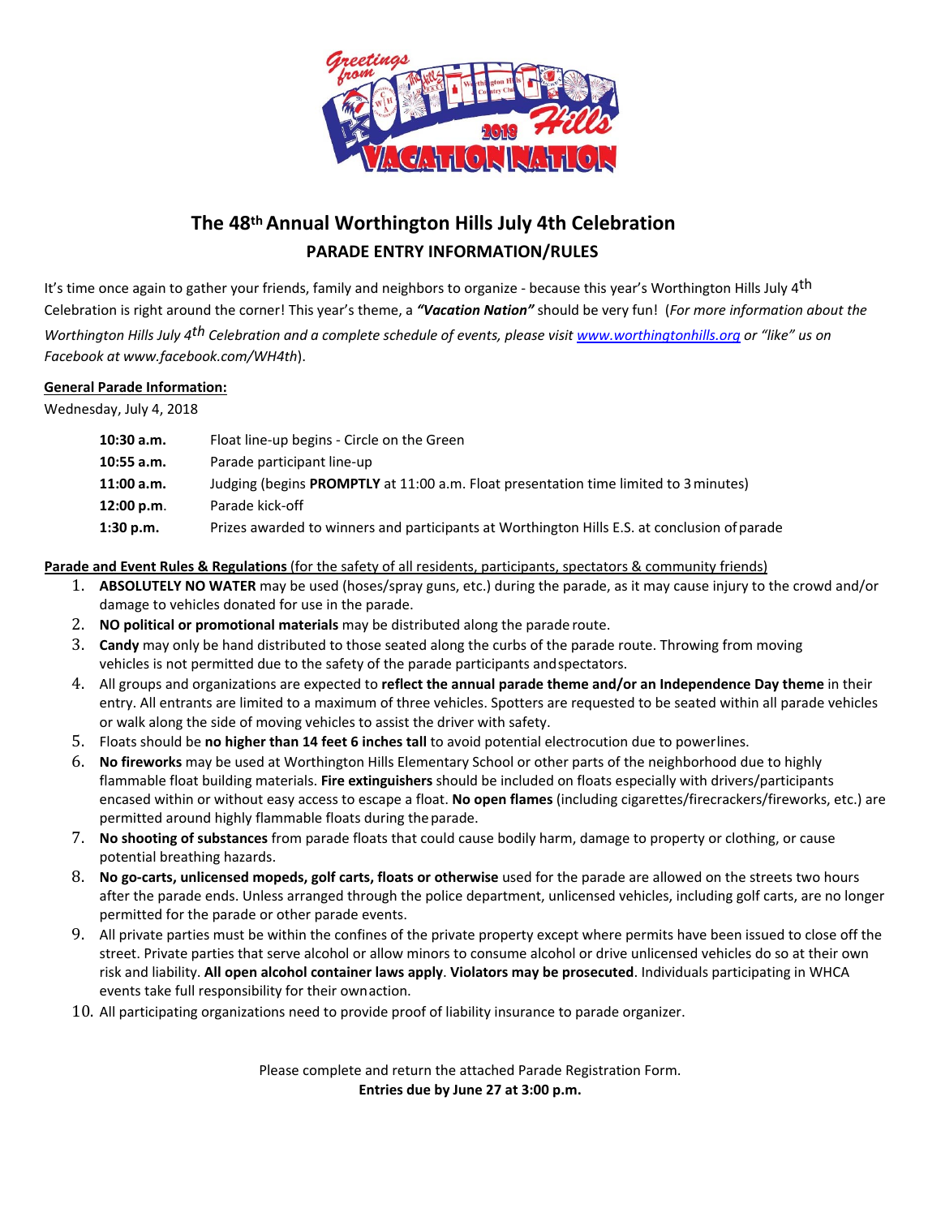# The 48th Annual Worthington Hills July 4th Celebration

## PARADE ENTRY INFORMATION/RULES

It's time once again to gather your friends, family and neighbors to organize - because this year's Worthington Hills July 4th Celebration is right around the corner! This year's theme, a ***"Vacation Nation"*** should be very fun! (*For more information about the Worthington Hills July 4th Celebration and a complete schedule of events, please visit [www.worthingtonhills.org](http://www.worthingtonhills.org) or "like" us on Facebook at www.facebook.com/WH4th*).

**General Parade Information:**

Wednesday, July 4, 2018

| | |
|---|---|
| **10:30 a.m.** | Float line-up begins - Circle on the Green |
| **10:55 a.m.** | Parade participant line-up |
| **11:00 a.m.** | Judging (begins **PROMPTLY** at 11:00 a.m. Float presentation time limited to 3 minutes) |
| **12:00 p.m.** | Parade kick-off |
| **1:30 p.m.** | Prizes awarded to winners and participants at Worthington Hills E.S. at conclusion of parade |

**Parade and Event Rules & Regulations** (for the safety of all residents, participants, spectators & community friends)

1. **ABSOLUTELY NO WATER** may be used (hoses/spray guns, etc.) during the parade, as it may cause injury to the crowd and/or damage to vehicles donated for use in the parade.
2. **NO political or promotional materials** may be distributed along the parade route.
3. **Candy** may only be hand distributed to those seated along the curbs of the parade route. Throwing from moving vehicles is not permitted due to the safety of the parade participants and spectators.
4. All groups and organizations are expected to **reflect the annual parade theme and/or an Independence Day theme** in their entry. All entrants are limited to a maximum of three vehicles. Spotters are requested to be seated within all parade vehicles or walk along the side of moving vehicles to assist the driver with safety.
5. Floats should be **no higher than 14 feet 6 inches tall** to avoid potential electrocution due to powerlines.
6. **No fireworks** may be used at Worthington Hills Elementary School or other parts of the neighborhood due to highly flammable float building materials. **Fire extinguishers** should be included on floats especially with drivers/participants encased within or without easy access to escape a float. **No open flames** (including cigarettes/firecrackers/fireworks, etc.) are permitted around highly flammable floats during the parade.
7. **No shooting of substances** from parade floats that could cause bodily harm, damage to property or clothing, or cause potential breathing hazards.
8. **No go-carts, unlicensed mopeds, golf carts, floats or otherwise** used for the parade are allowed on the streets two hours after the parade ends. Unless arranged through the police department, unlicensed vehicles, including golf carts, are no longer permitted for the parade or other parade events.
9. All private parties must be within the confines of the private property except where permits have been issued to close off the street. Private parties that serve alcohol or allow minors to consume alcohol or drive unlicensed vehicles do so at their own risk and liability. **All open alcohol container laws apply**. **Violators may be prosecuted**. Individuals participating in WHCA events take full responsibility for their own action.
10. All participating organizations need to provide proof of liability insurance to parade organizer.

Please complete and return the attached Parade Registration Form.

**Entries due by June 27 at 3:00 p.m.**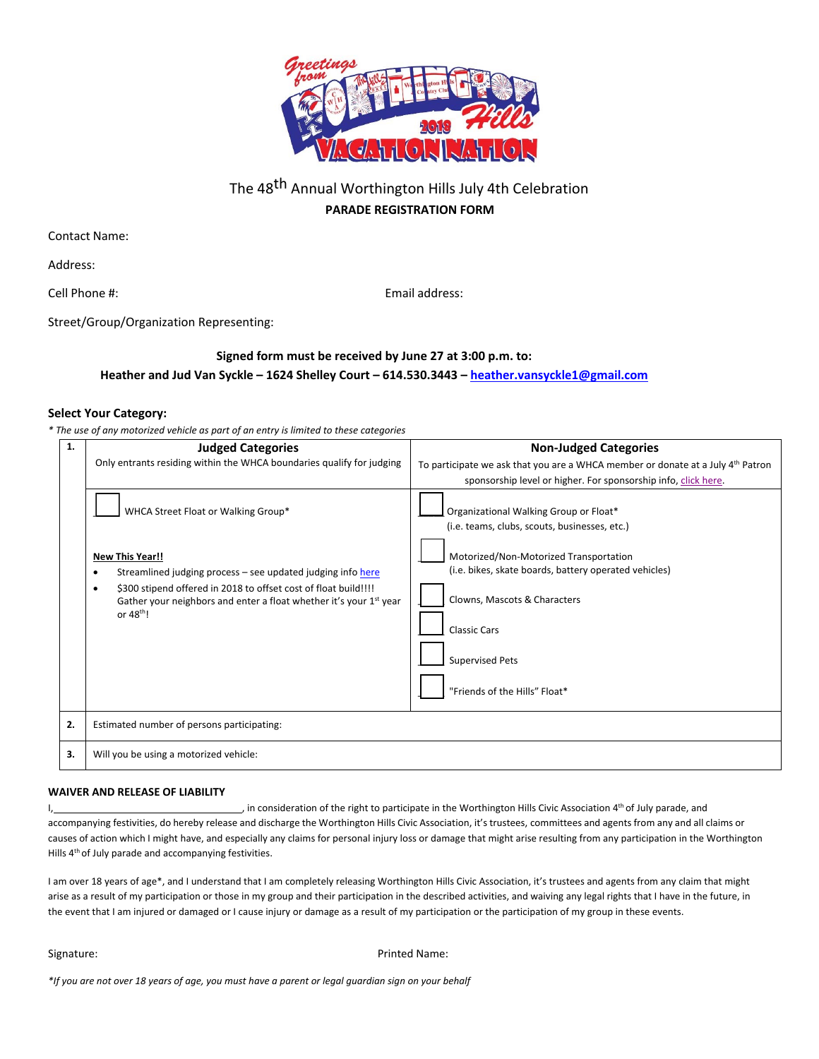The 48th Annual Worthington Hills July 4th Celebration

**PARADE REGISTRATION FORM**

Contact Name:

Address:

Cell Phone #: Email address:

Street/Group/Organization Representing:

**Signed form must be received by June 27 at 3:00 p.m. to:**

**Heather and Jud Van Syckle – 1624 Shelley Court – 614.530.3443 – heather.vansyckle1@gmail.com**

### Select Your Category:

*\* The use of any motorized vehicle as part of an entry is limited to these categories*

| | | |
|---|---|---|
| **1.** | **Judged Categories**<br>Only entrants residing within the WHCA boundaries qualify for judging | **Non-Judged Categories**<br>To participate we ask that you are a WHCA member or donate at a July 4th Patron sponsorship level or higher. For sponsorship info, click here. |
| | ☐ WHCA Street Float or Walking Group*<br><br>**New This Year!!**<br>• Streamlined judging process – see updated judging info here<br>• $300 stipend offered in 2018 to offset cost of float build!!!! Gather your neighbors and enter a float whether it's your 1st year or 48th! | ☐ Organizational Walking Group or Float* (i.e. teams, clubs, scouts, businesses, etc.)<br>☐ Motorized/Non-Motorized Transportation (i.e. bikes, skate boards, battery operated vehicles)<br>☐ Clowns, Mascots & Characters<br>☐ Classic Cars<br>☐ Supervised Pets<br>☐ "Friends of the Hills" Float* |
| **2.** | Estimated number of persons participating: | |
| **3.** | Will you be using a motorized vehicle: | |

**WAIVER AND RELEASE OF LIABILITY**

I,\_\_\_\_\_\_\_\_\_\_\_\_\_\_\_\_\_\_\_\_\_\_\_\_\_\_\_\_\_\_\_\_, in consideration of the right to participate in the Worthington Hills Civic Association 4th of July parade, and accompanying festivities, do hereby release and discharge the Worthington Hills Civic Association, it's trustees, committees and agents from any and all claims or causes of action which I might have, and especially any claims for personal injury loss or damage that might arise resulting from any participation in the Worthington Hills 4th of July parade and accompanying festivities.

I am over 18 years of age*, and I understand that I am completely releasing Worthington Hills Civic Association, it's trustees and agents from any claim that might arise as a result of my participation or those in my group and their participation in the described activities, and waiving any legal rights that I have in the future, in the event that I am injured or damaged or I cause injury or damage as a result of my participation or the participation of my group in these events.

Signature: Printed Name:

*\*If you are not over 18 years of age, you must have a parent or legal guardian sign on your behalf*